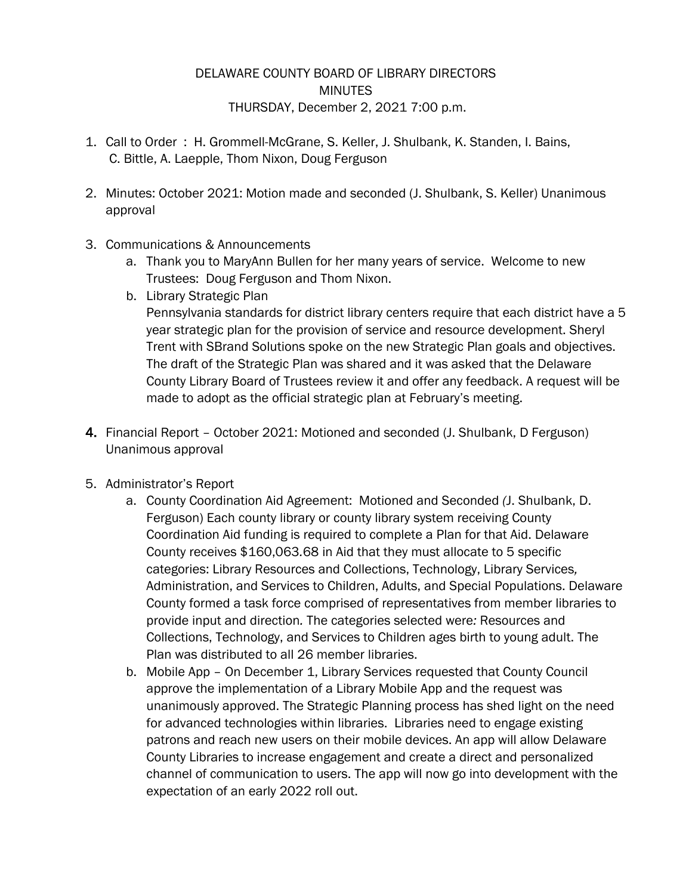DELAWARE COUNTY BOARD OF LIBRARY DIRECTORS
MINUTES
THURSDAY, December 2, 2021 7:00 p.m.

1. Call to Order : H. Grommell-McGrane, S. Keller, J. Shulbank, K. Standen, I. Bains, C. Bittle, A. Laepple, Thom Nixon, Doug Ferguson

2. Minutes: October 2021: Motion made and seconded (J. Shulbank, S. Keller) Unanimous approval

3. Communications & Announcements
   a. Thank you to MaryAnn Bullen for her many years of service. Welcome to new Trustees: Doug Ferguson and Thom Nixon.
   b. Library Strategic Plan
      Pennsylvania standards for district library centers require that each district have a 5 year strategic plan for the provision of service and resource development. Sheryl Trent with SBrand Solutions spoke on the new Strategic Plan goals and objectives. The draft of the Strategic Plan was shared and it was asked that the Delaware County Library Board of Trustees review it and offer any feedback. A request will be made to adopt as the official strategic plan at February's meeting.

4. Financial Report – October 2021: Motioned and seconded (J. Shulbank, D Ferguson) Unanimous approval

5. Administrator's Report
   a. County Coordination Aid Agreement: Motioned and Seconded (J. Shulbank, D. Ferguson) Each county library or county library system receiving County Coordination Aid funding is required to complete a Plan for that Aid. Delaware County receives $160,063.68 in Aid that they must allocate to 5 specific categories: Library Resources and Collections, Technology, Library Services, Administration, and Services to Children, Adults, and Special Populations. Delaware County formed a task force comprised of representatives from member libraries to provide input and direction. The categories selected were: Resources and Collections, Technology, and Services to Children ages birth to young adult. The Plan was distributed to all 26 member libraries.
   b. Mobile App – On December 1, Library Services requested that County Council approve the implementation of a Library Mobile App and the request was unanimously approved. The Strategic Planning process has shed light on the need for advanced technologies within libraries. Libraries need to engage existing patrons and reach new users on their mobile devices. An app will allow Delaware County Libraries to increase engagement and create a direct and personalized channel of communication to users. The app will now go into development with the expectation of an early 2022 roll out.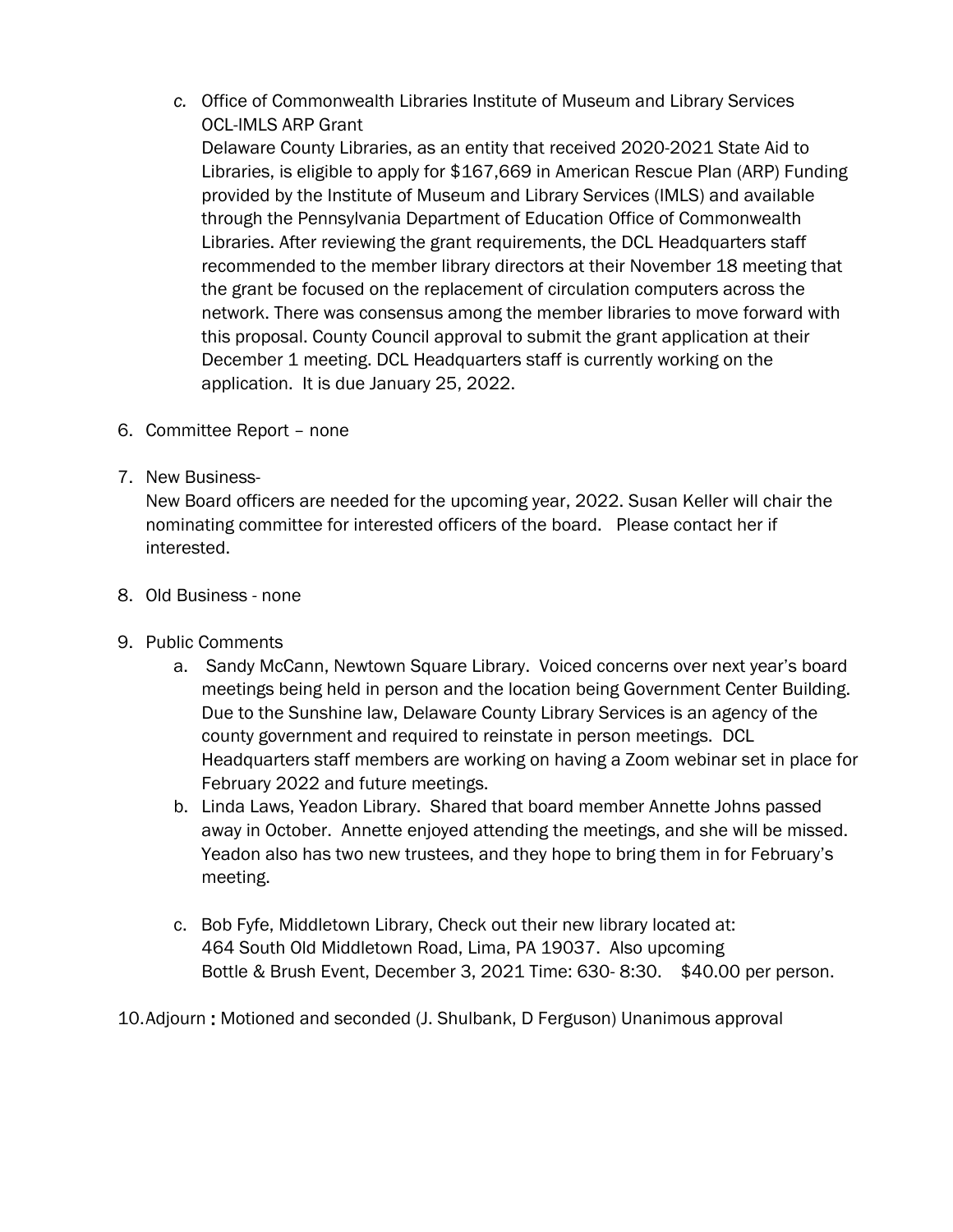c. Office of Commonwealth Libraries Institute of Museum and Library Services OCL-IMLS ARP Grant

   Delaware County Libraries, as an entity that received 2020-2021 State Aid to Libraries, is eligible to apply for $167,669 in American Rescue Plan (ARP) Funding provided by the Institute of Museum and Library Services (IMLS) and available through the Pennsylvania Department of Education Office of Commonwealth Libraries. After reviewing the grant requirements, the DCL Headquarters staff recommended to the member library directors at their November 18 meeting that the grant be focused on the replacement of circulation computers across the network. There was consensus among the member libraries to move forward with this proposal. County Council approval to submit the grant application at their December 1 meeting. DCL Headquarters staff is currently working on the application. It is due January 25, 2022.

6. Committee Report – none

7. New Business-

   New Board officers are needed for the upcoming year, 2022. Susan Keller will chair the nominating committee for interested officers of the board. Please contact her if interested.

8. Old Business - none

9. Public Comments
   a. Sandy McCann, Newtown Square Library. Voiced concerns over next year's board meetings being held in person and the location being Government Center Building. Due to the Sunshine law, Delaware County Library Services is an agency of the county government and required to reinstate in person meetings. DCL Headquarters staff members are working on having a Zoom webinar set in place for February 2022 and future meetings.
   b. Linda Laws, Yeadon Library. Shared that board member Annette Johns passed away in October. Annette enjoyed attending the meetings, and she will be missed. Yeadon also has two new trustees, and they hope to bring them in for February's meeting.
   c. Bob Fyfe, Middletown Library, Check out their new library located at: 464 South Old Middletown Road, Lima, PA 19037. Also upcoming Bottle & Brush Event, December 3, 2021 Time: 630- 8:30. $40.00 per person.

10. Adjourn **:** Motioned and seconded (J. Shulbank, D Ferguson) Unanimous approval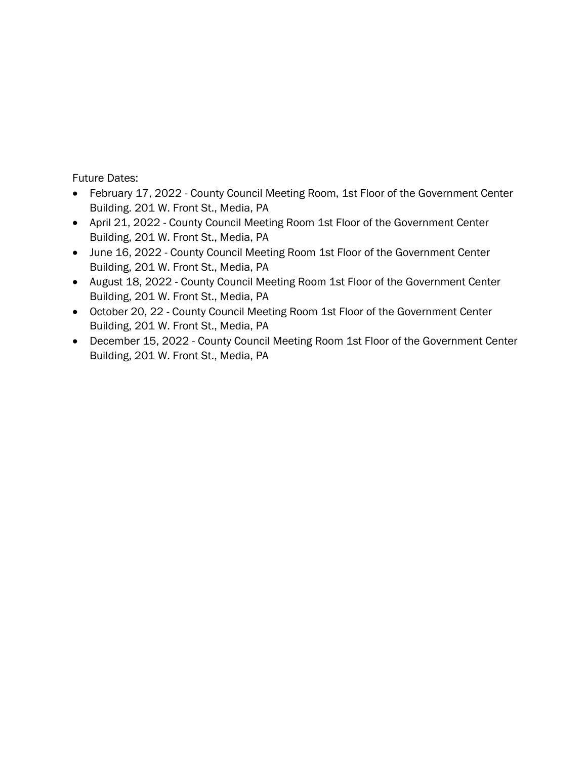Future Dates:

- February 17, 2022 - County Council Meeting Room, 1st Floor of the Government Center Building. 201 W. Front St., Media, PA
- April 21, 2022 - County Council Meeting Room 1st Floor of the Government Center Building, 201 W. Front St., Media, PA
- June 16, 2022 - County Council Meeting Room 1st Floor of the Government Center Building, 201 W. Front St., Media, PA
- August 18, 2022 - County Council Meeting Room 1st Floor of the Government Center Building, 201 W. Front St., Media, PA
- October 20, 22 - County Council Meeting Room 1st Floor of the Government Center Building, 201 W. Front St., Media, PA
- December 15, 2022 - County Council Meeting Room 1st Floor of the Government Center Building, 201 W. Front St., Media, PA